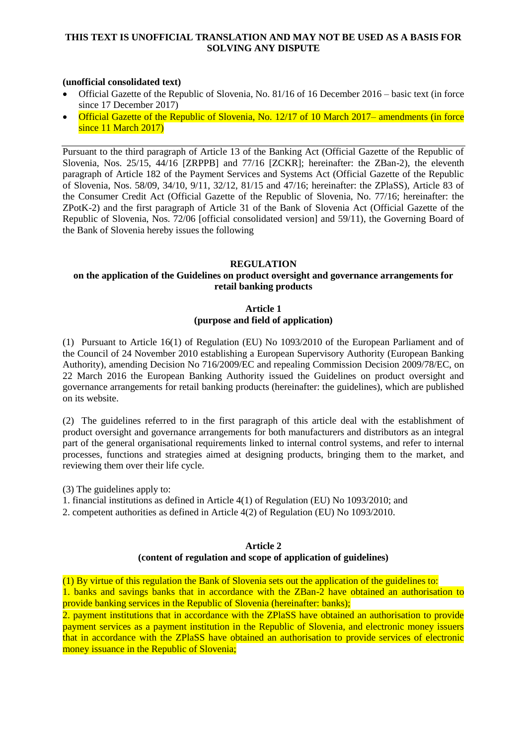**THIS TEXT IS UNOFFICIAL TRANSLATION AND MAY NOT BE USED AS A BASIS FOR SOLVING ANY DISPUTE**

**(unofficial consolidated text)**

- Official Gazette of the Republic of Slovenia, No. 81/16 of 16 December 2016 – basic text (in force since 17 December 2017)
- Official Gazette of the Republic of Slovenia, No. 12/17 of 10 March 2017– amendments (in force since 11 March 2017)

---

Pursuant to the third paragraph of Article 13 of the Banking Act (Official Gazette of the Republic of Slovenia, Nos. 25/15, 44/16 [ZRPPB] and 77/16 [ZCKR]; hereinafter: the ZBan-2), the eleventh paragraph of Article 182 of the Payment Services and Systems Act (Official Gazette of the Republic of Slovenia, Nos. 58/09, 34/10, 9/11, 32/12, 81/15 and 47/16; hereinafter: the ZPlaSS), Article 83 of the Consumer Credit Act (Official Gazette of the Republic of Slovenia, No. 77/16; hereinafter: the ZPotK-2) and the first paragraph of Article 31 of the Bank of Slovenia Act (Official Gazette of the Republic of Slovenia, Nos. 72/06 [official consolidated version] and 59/11), the Governing Board of the Bank of Slovenia hereby issues the following

# REGULATION
## on the application of the Guidelines on product oversight and governance arrangements for retail banking products

### Article 1
### (purpose and field of application)

(1) Pursuant to Article 16(1) of Regulation (EU) No 1093/2010 of the European Parliament and of the Council of 24 November 2010 establishing a European Supervisory Authority (European Banking Authority), amending Decision No 716/2009/EC and repealing Commission Decision 2009/78/EC, on 22 March 2016 the European Banking Authority issued the Guidelines on product oversight and governance arrangements for retail banking products (hereinafter: the guidelines), which are published on its website.

(2) The guidelines referred to in the first paragraph of this article deal with the establishment of product oversight and governance arrangements for both manufacturers and distributors as an integral part of the general organisational requirements linked to internal control systems, and refer to internal processes, functions and strategies aimed at designing products, bringing them to the market, and reviewing them over their life cycle.

(3) The guidelines apply to:
1. financial institutions as defined in Article 4(1) of Regulation (EU) No 1093/2010; and
2. competent authorities as defined in Article 4(2) of Regulation (EU) No 1093/2010.

### Article 2
### (content of regulation and scope of application of guidelines)

(1) By virtue of this regulation the Bank of Slovenia sets out the application of the guidelines to:
1. banks and savings banks that in accordance with the ZBan-2 have obtained an authorisation to provide banking services in the Republic of Slovenia (hereinafter: banks);
2. payment institutions that in accordance with the ZPlaSS have obtained an authorisation to provide payment services as a payment institution in the Republic of Slovenia, and electronic money issuers that in accordance with the ZPlaSS have obtained an authorisation to provide services of electronic money issuance in the Republic of Slovenia;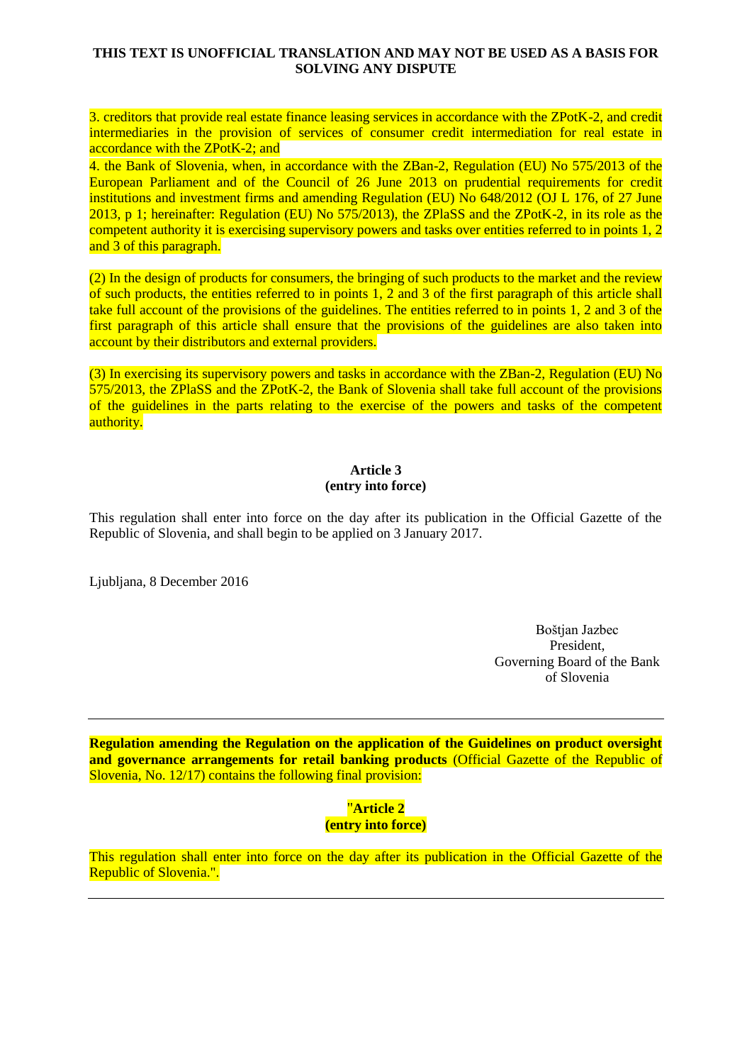3. creditors that provide real estate finance leasing services in accordance with the ZPotK-2, and credit intermediaries in the provision of services of consumer credit intermediation for real estate in accordance with the ZPotK-2; and

4. the Bank of Slovenia, when, in accordance with the ZBan-2, Regulation (EU) No 575/2013 of the European Parliament and of the Council of 26 June 2013 on prudential requirements for credit institutions and investment firms and amending Regulation (EU) No 648/2012 (OJ L 176, of 27 June 2013, p 1; hereinafter: Regulation (EU) No 575/2013), the ZPlaSS and the ZPotK-2, in its role as the competent authority it is exercising supervisory powers and tasks over entities referred to in points 1, 2 and 3 of this paragraph.

(2) In the design of products for consumers, the bringing of such products to the market and the review of such products, the entities referred to in points 1, 2 and 3 of the first paragraph of this article shall take full account of the provisions of the guidelines. The entities referred to in points 1, 2 and 3 of the first paragraph of this article shall ensure that the provisions of the guidelines are also taken into account by their distributors and external providers.

(3) In exercising its supervisory powers and tasks in accordance with the ZBan-2, Regulation (EU) No 575/2013, the ZPlaSS and the ZPotK-2, the Bank of Slovenia shall take full account of the provisions of the guidelines in the parts relating to the exercise of the powers and tasks of the competent authority.

**Article 3**
**(entry into force)**

This regulation shall enter into force on the day after its publication in the Official Gazette of the Republic of Slovenia, and shall begin to be applied on 3 January 2017.

Ljubljana, 8 December 2016

Boštjan Jazbec
President,
Governing Board of the Bank of Slovenia

---

**Regulation amending the Regulation on the application of the Guidelines on product oversight and governance arrangements for retail banking products** (Official Gazette of the Republic of Slovenia, No. 12/17) contains the following final provision:

"**Article 2**
**(entry into force)**

This regulation shall enter into force on the day after its publication in the Official Gazette of the Republic of Slovenia.".

---